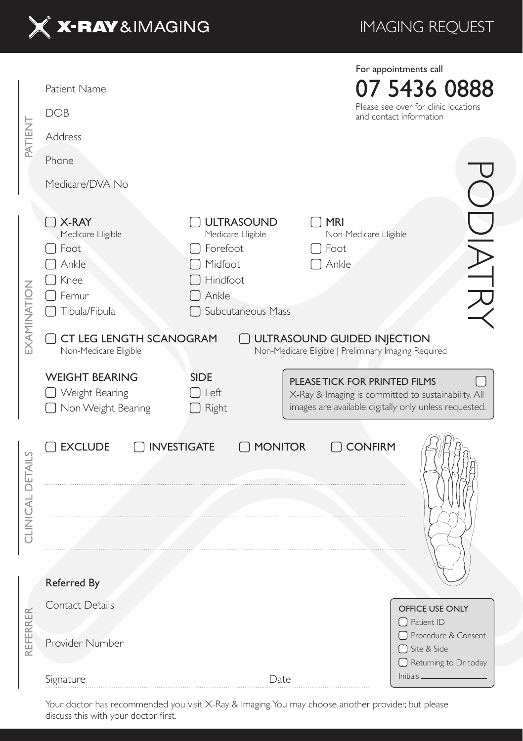# X-RAY & IMAGING

## IMAGING REQUEST

For appointments call

**07 5436 0888**

Please see over for clinic locations and contact information

PODIATRY

### PATIENT

Patient Name

DOB

Address

Phone

Medicare/DVA No

### EXAMINATION

**X-RAY**
Medicare Eligible

- ☐ Foot
- ☐ Ankle
- ☐ Knee
- ☐ Femur
- ☐ Tibula/Fibula

**ULTRASOUND**
Medicare Eligible

- ☐ Forefoot
- ☐ Midfoot
- ☐ Hindfoot
- ☐ Ankle
- ☐ Subcutaneous Mass

**MRI**
Non-Medicare Eligible

- ☐ Foot
- ☐ Ankle

☐ **CT LEG LENGTH SCANOGRAM**
Non-Medicare Eligible

☐ **ULTRASOUND GUIDED INJECTION**
Non-Medicare Eligible | Preliminary Imaging Required

**WEIGHT BEARING**

- ☐ Weight Bearing
- ☐ Non Weight Bearing

**SIDE**

- ☐ Left
- ☐ Right

**PLEASE TICK FOR PRINTED FILMS** ☐
X-Ray & Imaging is committed to sustainability. All images are available digitally only unless requested.

### CLINICAL DETAILS

☐ **EXCLUDE** ☐ **INVESTIGATE** ☐ **MONITOR** ☐ **CONFIRM**

### REFERRER

Referred By

Contact Details

Provider Number

Signature Date

**OFFICE USE ONLY**

- ☐ Patient ID
- ☐ Procedure & Consent
- ☐ Site & Side
- ☐ Returning to Dr today

Initials

Your doctor has recommended you visit X-Ray & Imaging. You may choose another provider, but please discuss this with your doctor first.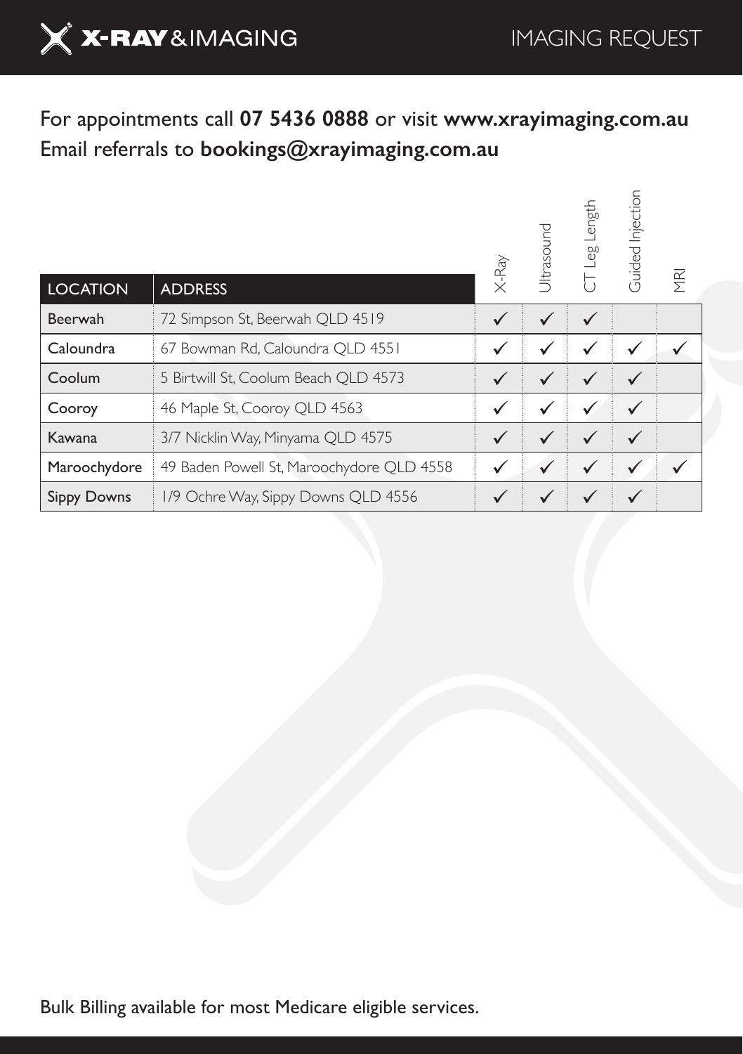# X-RAY & IMAGING

## IMAGING REQUEST

For appointments call **07 5436 0888** or visit **www.xrayimaging.com.au**
Email referrals to **bookings@xrayimaging.com.au**

| LOCATION | ADDRESS | X-Ray | Ultrasound | CT Leg Length | Guided Injection | MRI |
|---|---|---|---|---|---|---|
| Beerwah | 72 Simpson St, Beerwah QLD 4519 | ✓ | ✓ | ✓ | | |
| Caloundra | 67 Bowman Rd, Caloundra QLD 4551 | ✓ | ✓ | ✓ | ✓ | ✓ |
| Coolum | 5 Birtwill St, Coolum Beach QLD 4573 | ✓ | ✓ | ✓ | ✓ | |
| Cooroy | 46 Maple St, Cooroy QLD 4563 | ✓ | ✓ | ✓ | ✓ | |
| Kawana | 3/7 Nicklin Way, Minyama QLD 4575 | ✓ | ✓ | ✓ | ✓ | |
| Maroochydore | 49 Baden Powell St, Maroochydore QLD 4558 | ✓ | ✓ | ✓ | ✓ | ✓ |
| Sippy Downs | 1/9 Ochre Way, Sippy Downs QLD 4556 | ✓ | ✓ | ✓ | ✓ | |

Bulk Billing available for most Medicare eligible services.